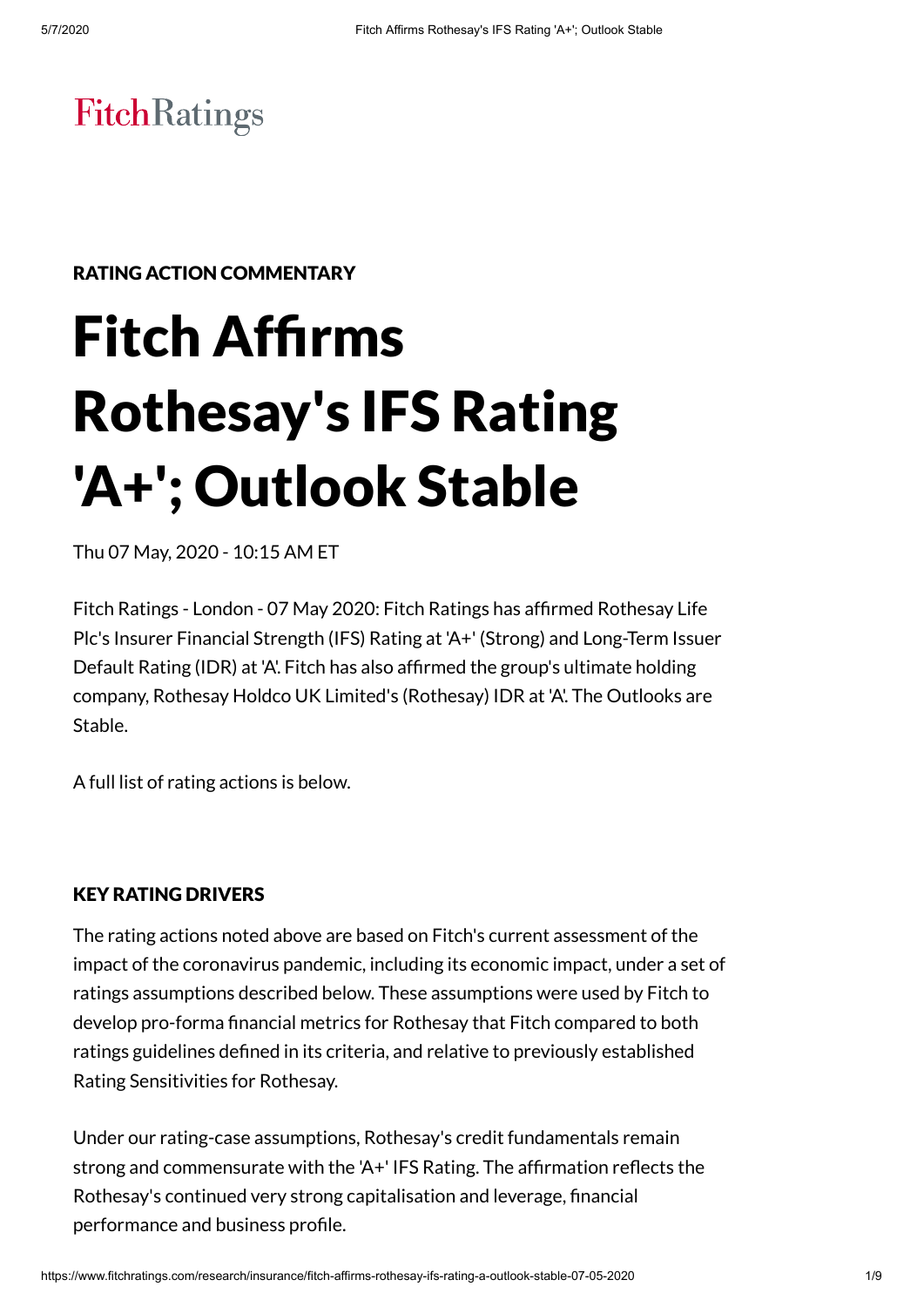FitchRatings

RATING ACTION COMMENTARY

# Fitch Affirms Rothesay's IFS Rating 'A+'; Outlook Stable

Thu 07 May, 2020 - 10:15 AM ET

Fitch Ratings - London - 07 May 2020: Fitch Ratings has affirmed Rothesay Life Plc's Insurer Financial Strength (IFS) Rating at 'A+' (Strong) and Long-Term Issuer Default Rating (IDR) at 'A'. Fitch has also affirmed the group's ultimate holding company, Rothesay Holdco UK Limited's (Rothesay) IDR at 'A'. The Outlooks are Stable.

A full list of rating actions is below.

## KEY RATING DRIVERS

The rating actions noted above are based on Fitch's current assessment of the impact of the coronavirus pandemic, including its economic impact, under a set of ratings assumptions described below. These assumptions were used by Fitch to develop pro-forma financial metrics for Rothesay that Fitch compared to both ratings guidelines defined in its criteria, and relative to previously established Rating Sensitivities for Rothesay.

Under our rating-case assumptions, Rothesay's credit fundamentals remain strong and commensurate with the 'A+' IFS Rating. The affirmation reflects the Rothesay's continued very strong capitalisation and leverage, financial performance and business profile.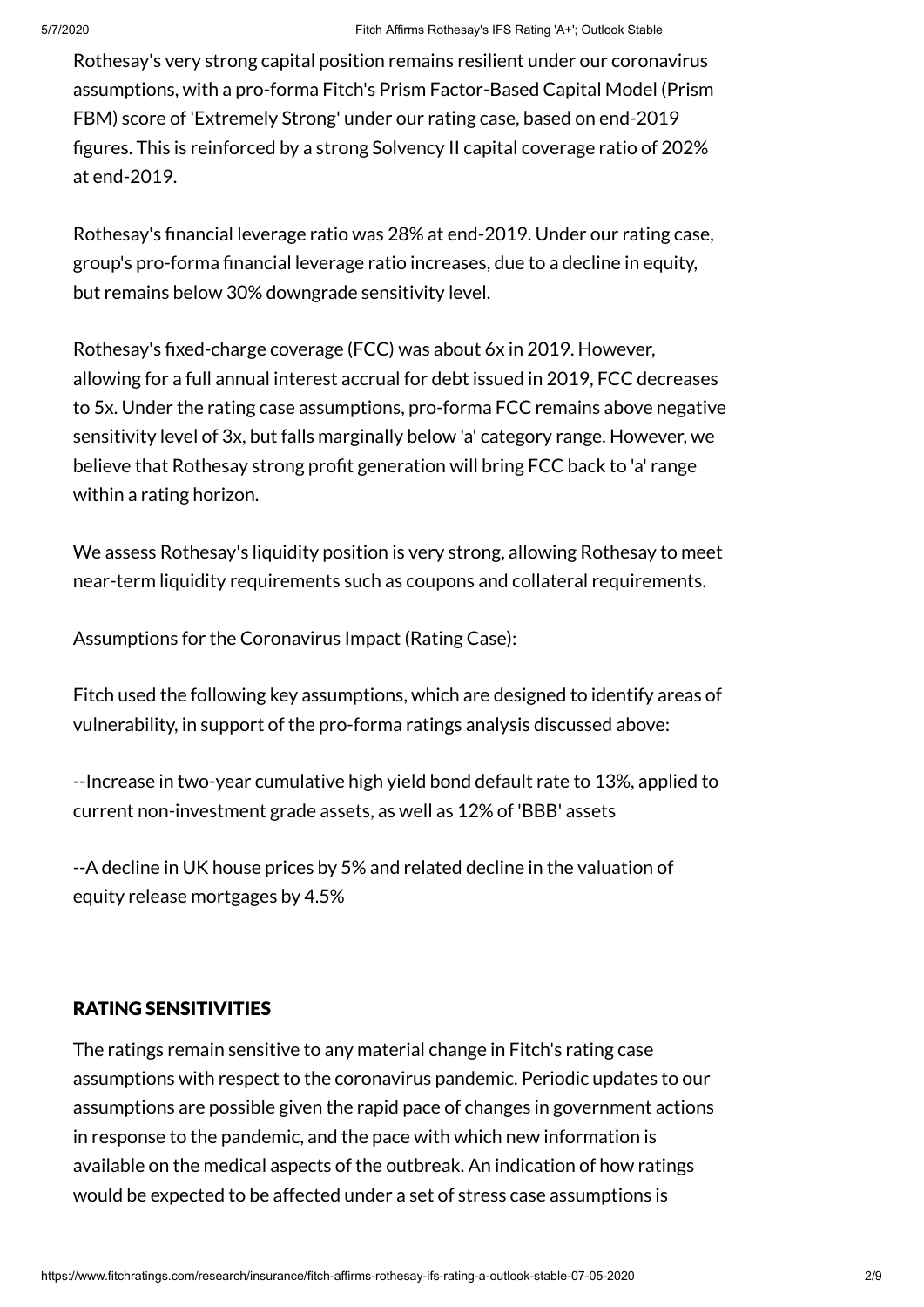Rothesay's very strong capital position remains resilient under our coronavirus assumptions, with a pro-forma Fitch's Prism Factor-Based Capital Model (Prism FBM) score of 'Extremely Strong' under our rating case, based on end-2019 figures. This is reinforced by a strong Solvency II capital coverage ratio of 202% at end-2019.

Rothesay's financial leverage ratio was 28% at end-2019. Under our rating case, group's pro-forma financial leverage ratio increases, due to a decline in equity, but remains below 30% downgrade sensitivity level.

Rothesay's fixed-charge coverage (FCC) was about 6x in 2019. However, allowing for a full annual interest accrual for debt issued in 2019, FCC decreases to 5x. Under the rating case assumptions, pro-forma FCC remains above negative sensitivity level of 3x, but falls marginally below 'a' category range. However, we believe that Rothesay strong profit generation will bring FCC back to 'a' range within a rating horizon.

We assess Rothesay's liquidity position is very strong, allowing Rothesay to meet near-term liquidity requirements such as coupons and collateral requirements.

Assumptions for the Coronavirus Impact (Rating Case):

Fitch used the following key assumptions, which are designed to identify areas of vulnerability, in support of the pro-forma ratings analysis discussed above:

--Increase in two-year cumulative high yield bond default rate to 13%, applied to current non-investment grade assets, as well as 12% of 'BBB' assets

--A decline in UK house prices by 5% and related decline in the valuation of equity release mortgages by 4.5%

## RATING SENSITIVITIES

The ratings remain sensitive to any material change in Fitch's rating case assumptions with respect to the coronavirus pandemic. Periodic updates to our assumptions are possible given the rapid pace of changes in government actions in response to the pandemic, and the pace with which new information is available on the medical aspects of the outbreak. An indication of how ratings would be expected to be affected under a set of stress case assumptions is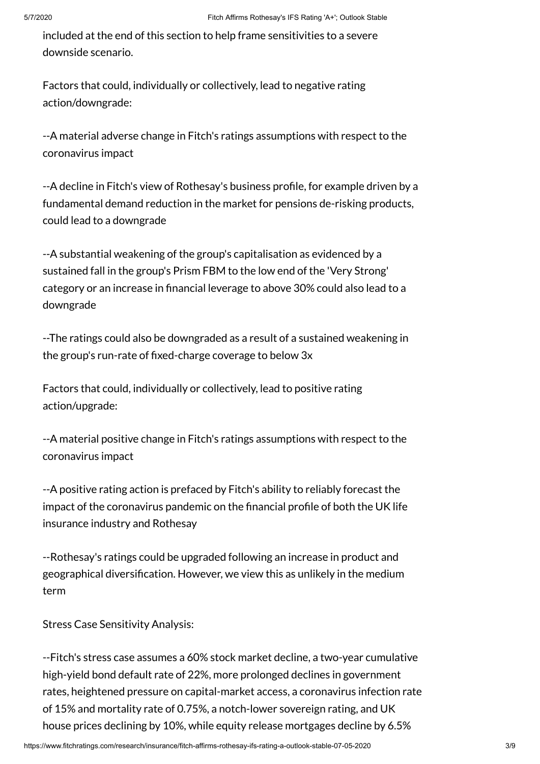included at the end of this section to help frame sensitivities to a severe downside scenario.

Factors that could, individually or collectively, lead to negative rating action/downgrade:

--A material adverse change in Fitch's ratings assumptions with respect to the coronavirus impact

--A decline in Fitch's view of Rothesay's business profile, for example driven by a fundamental demand reduction in the market for pensions de-risking products, could lead to a downgrade

--A substantial weakening of the group's capitalisation as evidenced by a sustained fall in the group's Prism FBM to the low end of the 'Very Strong' category or an increase in financial leverage to above 30% could also lead to a downgrade

--The ratings could also be downgraded as a result of a sustained weakening in the group's run-rate of fixed-charge coverage to below 3x

Factors that could, individually or collectively, lead to positive rating action/upgrade:

--A material positive change in Fitch's ratings assumptions with respect to the coronavirus impact

--A positive rating action is prefaced by Fitch's ability to reliably forecast the impact of the coronavirus pandemic on the financial profile of both the UK life insurance industry and Rothesay

--Rothesay's ratings could be upgraded following an increase in product and geographical diversification. However, we view this as unlikely in the medium term

Stress Case Sensitivity Analysis:

--Fitch's stress case assumes a 60% stock market decline, a two-year cumulative high-yield bond default rate of 22%, more prolonged declines in government rates, heightened pressure on capital-market access, a coronavirus infection rate of 15% and mortality rate of 0.75%, a notch-lower sovereign rating, and UK house prices declining by 10%, while equity release mortgages decline by 6.5%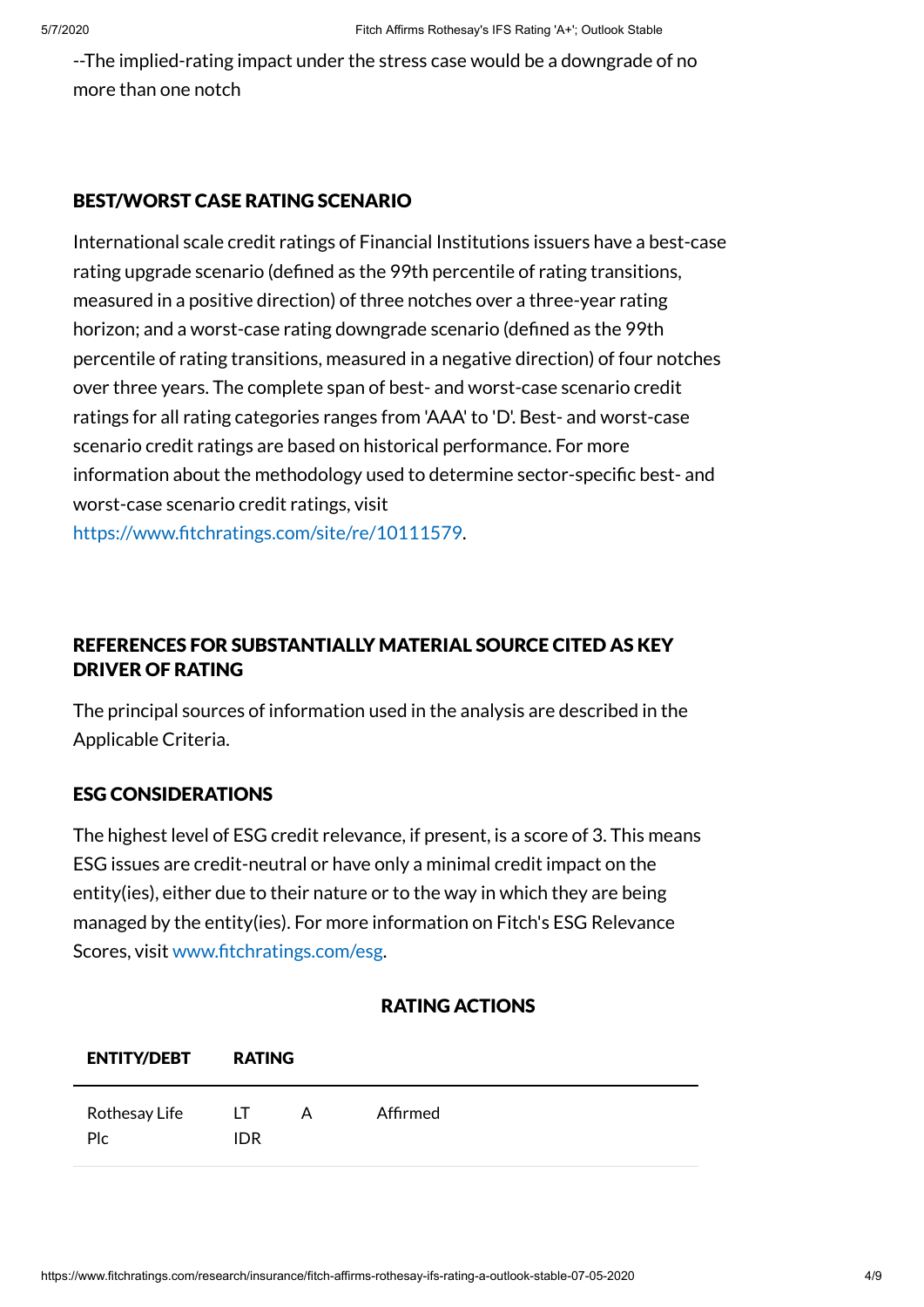--The implied-rating impact under the stress case would be a downgrade of no more than one notch

## BEST/WORST CASE RATING SCENARIO

International scale credit ratings of Financial Institutions issuers have a best-case rating upgrade scenario (defined as the 99th percentile of rating transitions, measured in a positive direction) of three notches over a three-year rating horizon; and a worst-case rating downgrade scenario (defined as the 99th percentile of rating transitions, measured in a negative direction) of four notches over three years. The complete span of best- and worst-case scenario credit ratings for all rating categories ranges from 'AAA' to 'D'. Best- and worst-case scenario credit ratings are based on historical performance. For more information about the methodology used to determine sector-specific best- and worst-case scenario credit ratings, visit https://www.fitchratings.com/site/re/10111579.

## REFERENCES FOR SUBSTANTIALLY MATERIAL SOURCE CITED AS KEY DRIVER OF RATING

The principal sources of information used in the analysis are described in the Applicable Criteria.

## ESG CONSIDERATIONS

The highest level of ESG credit relevance, if present, is a score of 3. This means ESG issues are credit-neutral or have only a minimal credit impact on the entity(ies), either due to their nature or to the way in which they are being managed by the entity(ies). For more information on Fitch's ESG Relevance Scores, visit www.fitchratings.com/esg.

## RATING ACTIONS

| ENTITY/DEBT | RATING | | |
|---|---|---|---|
| Rothesay Life Plc | LT IDR | A | Affirmed |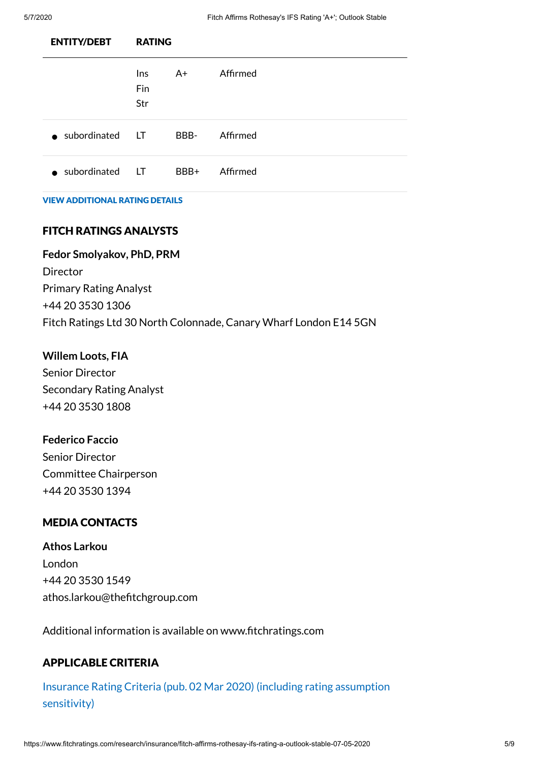| ENTITY/DEBT | RATING | | |
|---|---|---|---|
| | Ins Fin Str | A+ | Affirmed |
| • subordinated | LT | BBB- | Affirmed |
| • subordinated | LT | BBB+ | Affirmed |

VIEW ADDITIONAL RATING DETAILS

## FITCH RATINGS ANALYSTS

**Fedor Smolyakov, PhD, PRM**
Director
Primary Rating Analyst
+44 20 3530 1306
Fitch Ratings Ltd 30 North Colonnade, Canary Wharf London E14 5GN

**Willem Loots, FIA**
Senior Director
Secondary Rating Analyst
+44 20 3530 1808

**Federico Faccio**
Senior Director
Committee Chairperson
+44 20 3530 1394

## MEDIA CONTACTS

**Athos Larkou**
London
+44 20 3530 1549
athos.larkou@thefitchgroup.com

Additional information is available on www.fitchratings.com

## APPLICABLE CRITERIA

Insurance Rating Criteria (pub. 02 Mar 2020) (including rating assumption sensitivity)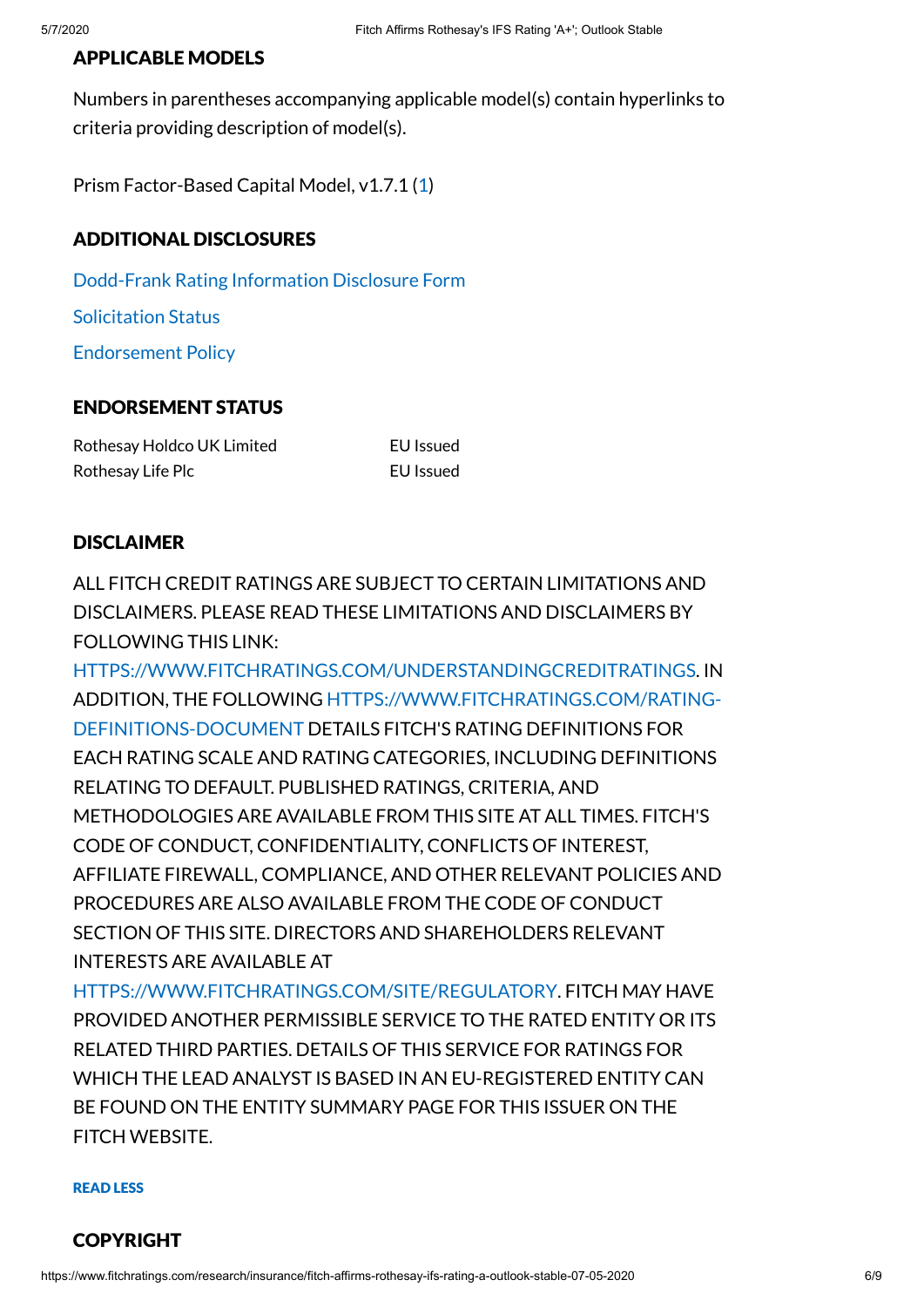## APPLICABLE MODELS

Numbers in parentheses accompanying applicable model(s) contain hyperlinks to criteria providing description of model(s).

Prism Factor-Based Capital Model, v1.7.1 (1)

## ADDITIONAL DISCLOSURES

Dodd-Frank Rating Information Disclosure Form

Solicitation Status

Endorsement Policy

## ENDORSEMENT STATUS

| | |
|---|---|
| Rothesay Holdco UK Limited | EU Issued |
| Rothesay Life Plc | EU Issued |

## DISCLAIMER

ALL FITCH CREDIT RATINGS ARE SUBJECT TO CERTAIN LIMITATIONS AND DISCLAIMERS. PLEASE READ THESE LIMITATIONS AND DISCLAIMERS BY FOLLOWING THIS LINK: HTTPS://WWW.FITCHRATINGS.COM/UNDERSTANDINGCREDITRATINGS. IN ADDITION, THE FOLLOWING HTTPS://WWW.FITCHRATINGS.COM/RATING-DEFINITIONS-DOCUMENT DETAILS FITCH'S RATING DEFINITIONS FOR EACH RATING SCALE AND RATING CATEGORIES, INCLUDING DEFINITIONS RELATING TO DEFAULT. PUBLISHED RATINGS, CRITERIA, AND METHODOLOGIES ARE AVAILABLE FROM THIS SITE AT ALL TIMES. FITCH'S CODE OF CONDUCT, CONFIDENTIALITY, CONFLICTS OF INTEREST, AFFILIATE FIREWALL, COMPLIANCE, AND OTHER RELEVANT POLICIES AND PROCEDURES ARE ALSO AVAILABLE FROM THE CODE OF CONDUCT SECTION OF THIS SITE. DIRECTORS AND SHAREHOLDERS RELEVANT INTERESTS ARE AVAILABLE AT HTTPS://WWW.FITCHRATINGS.COM/SITE/REGULATORY. FITCH MAY HAVE PROVIDED ANOTHER PERMISSIBLE SERVICE TO THE RATED ENTITY OR ITS RELATED THIRD PARTIES. DETAILS OF THIS SERVICE FOR RATINGS FOR WHICH THE LEAD ANALYST IS BASED IN AN EU-REGISTERED ENTITY CAN BE FOUND ON THE ENTITY SUMMARY PAGE FOR THIS ISSUER ON THE FITCH WEBSITE.

READ LESS

## COPYRIGHT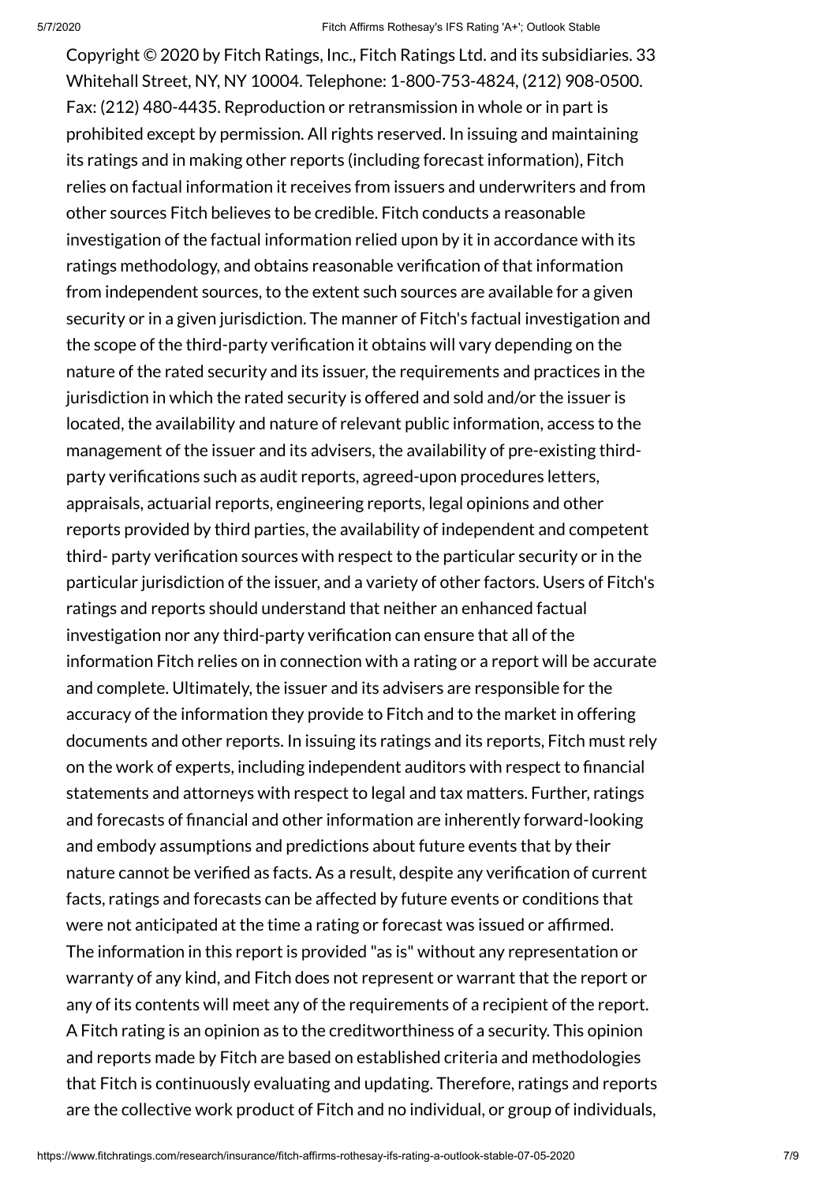Copyright © 2020 by Fitch Ratings, Inc., Fitch Ratings Ltd. and its subsidiaries. 33 Whitehall Street, NY, NY 10004. Telephone: 1-800-753-4824, (212) 908-0500. Fax: (212) 480-4435. Reproduction or retransmission in whole or in part is prohibited except by permission. All rights reserved. In issuing and maintaining its ratings and in making other reports (including forecast information), Fitch relies on factual information it receives from issuers and underwriters and from other sources Fitch believes to be credible. Fitch conducts a reasonable investigation of the factual information relied upon by it in accordance with its ratings methodology, and obtains reasonable verification of that information from independent sources, to the extent such sources are available for a given security or in a given jurisdiction. The manner of Fitch's factual investigation and the scope of the third-party verification it obtains will vary depending on the nature of the rated security and its issuer, the requirements and practices in the jurisdiction in which the rated security is offered and sold and/or the issuer is located, the availability and nature of relevant public information, access to the management of the issuer and its advisers, the availability of pre-existing third-party verifications such as audit reports, agreed-upon procedures letters, appraisals, actuarial reports, engineering reports, legal opinions and other reports provided by third parties, the availability of independent and competent third- party verification sources with respect to the particular security or in the particular jurisdiction of the issuer, and a variety of other factors. Users of Fitch's ratings and reports should understand that neither an enhanced factual investigation nor any third-party verification can ensure that all of the information Fitch relies on in connection with a rating or a report will be accurate and complete. Ultimately, the issuer and its advisers are responsible for the accuracy of the information they provide to Fitch and to the market in offering documents and other reports. In issuing its ratings and its reports, Fitch must rely on the work of experts, including independent auditors with respect to financial statements and attorneys with respect to legal and tax matters. Further, ratings and forecasts of financial and other information are inherently forward-looking and embody assumptions and predictions about future events that by their nature cannot be verified as facts. As a result, despite any verification of current facts, ratings and forecasts can be affected by future events or conditions that were not anticipated at the time a rating or forecast was issued or affirmed.
The information in this report is provided "as is" without any representation or warranty of any kind, and Fitch does not represent or warrant that the report or any of its contents will meet any of the requirements of a recipient of the report. A Fitch rating is an opinion as to the creditworthiness of a security. This opinion and reports made by Fitch are based on established criteria and methodologies that Fitch is continuously evaluating and updating. Therefore, ratings and reports are the collective work product of Fitch and no individual, or group of individuals,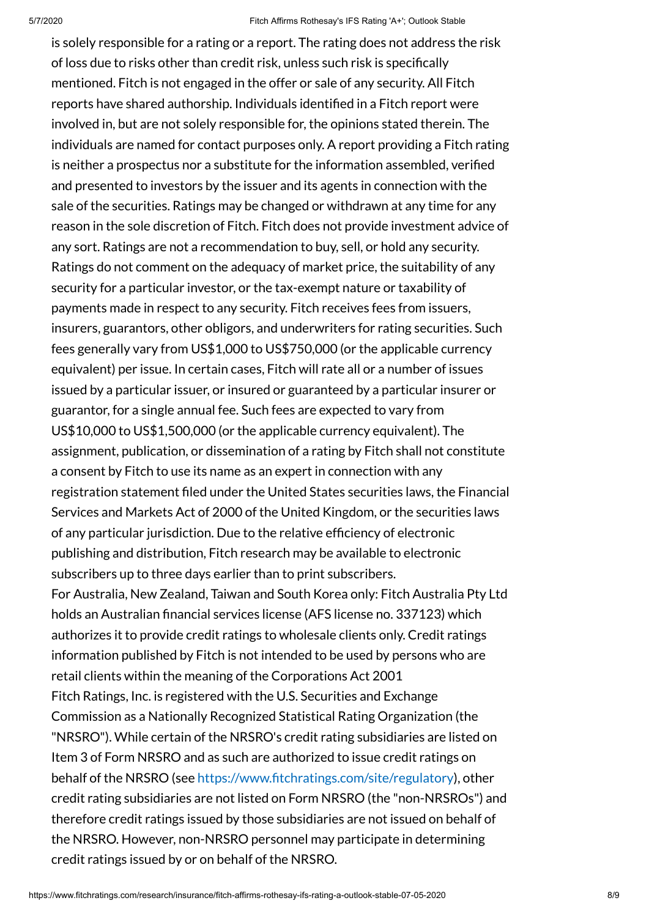is solely responsible for a rating or a report. The rating does not address the risk of loss due to risks other than credit risk, unless such risk is specifically mentioned. Fitch is not engaged in the offer or sale of any security. All Fitch reports have shared authorship. Individuals identified in a Fitch report were involved in, but are not solely responsible for, the opinions stated therein. The individuals are named for contact purposes only. A report providing a Fitch rating is neither a prospectus nor a substitute for the information assembled, verified and presented to investors by the issuer and its agents in connection with the sale of the securities. Ratings may be changed or withdrawn at any time for any reason in the sole discretion of Fitch. Fitch does not provide investment advice of any sort. Ratings are not a recommendation to buy, sell, or hold any security. Ratings do not comment on the adequacy of market price, the suitability of any security for a particular investor, or the tax-exempt nature or taxability of payments made in respect to any security. Fitch receives fees from issuers, insurers, guarantors, other obligors, and underwriters for rating securities. Such fees generally vary from US$1,000 to US$750,000 (or the applicable currency equivalent) per issue. In certain cases, Fitch will rate all or a number of issues issued by a particular issuer, or insured or guaranteed by a particular insurer or guarantor, for a single annual fee. Such fees are expected to vary from US$10,000 to US$1,500,000 (or the applicable currency equivalent). The assignment, publication, or dissemination of a rating by Fitch shall not constitute a consent by Fitch to use its name as an expert in connection with any registration statement filed under the United States securities laws, the Financial Services and Markets Act of 2000 of the United Kingdom, or the securities laws of any particular jurisdiction. Due to the relative efficiency of electronic publishing and distribution, Fitch research may be available to electronic subscribers up to three days earlier than to print subscribers.

For Australia, New Zealand, Taiwan and South Korea only: Fitch Australia Pty Ltd holds an Australian financial services license (AFS license no. 337123) which authorizes it to provide credit ratings to wholesale clients only. Credit ratings information published by Fitch is not intended to be used by persons who are retail clients within the meaning of the Corporations Act 2001

Fitch Ratings, Inc. is registered with the U.S. Securities and Exchange Commission as a Nationally Recognized Statistical Rating Organization (the "NRSRO"). While certain of the NRSRO's credit rating subsidiaries are listed on Item 3 of Form NRSRO and as such are authorized to issue credit ratings on behalf of the NRSRO (see https://www.fitchratings.com/site/regulatory), other credit rating subsidiaries are not listed on Form NRSRO (the "non-NRSROs") and therefore credit ratings issued by those subsidiaries are not issued on behalf of the NRSRO. However, non-NRSRO personnel may participate in determining credit ratings issued by or on behalf of the NRSRO.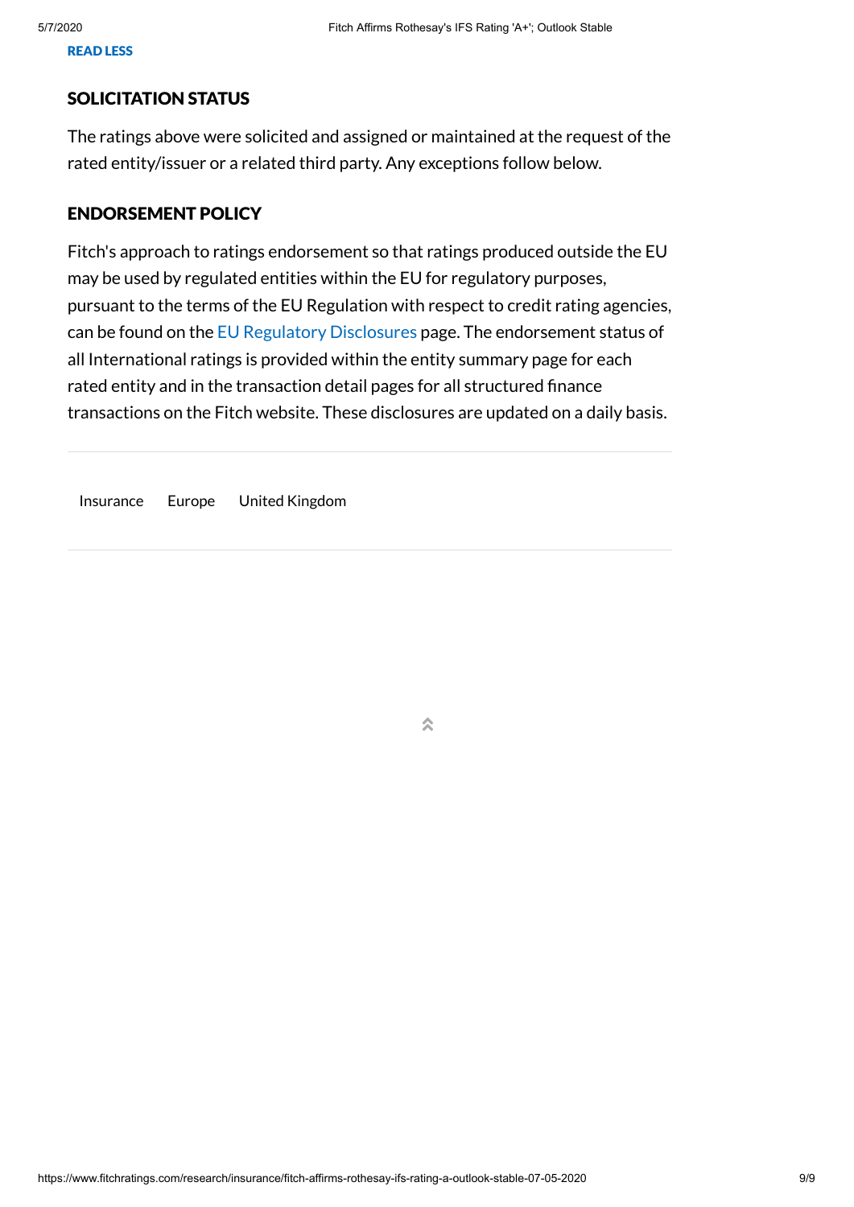READ LESS

## SOLICITATION STATUS

The ratings above were solicited and assigned or maintained at the request of the rated entity/issuer or a related third party. Any exceptions follow below.

## ENDORSEMENT POLICY

Fitch's approach to ratings endorsement so that ratings produced outside the EU may be used by regulated entities within the EU for regulatory purposes, pursuant to the terms of the EU Regulation with respect to credit rating agencies, can be found on the EU Regulatory Disclosures page. The endorsement status of all International ratings is provided within the entity summary page for each rated entity and in the transaction detail pages for all structured finance transactions on the Fitch website. These disclosures are updated on a daily basis.

Insurance Europe United Kingdom